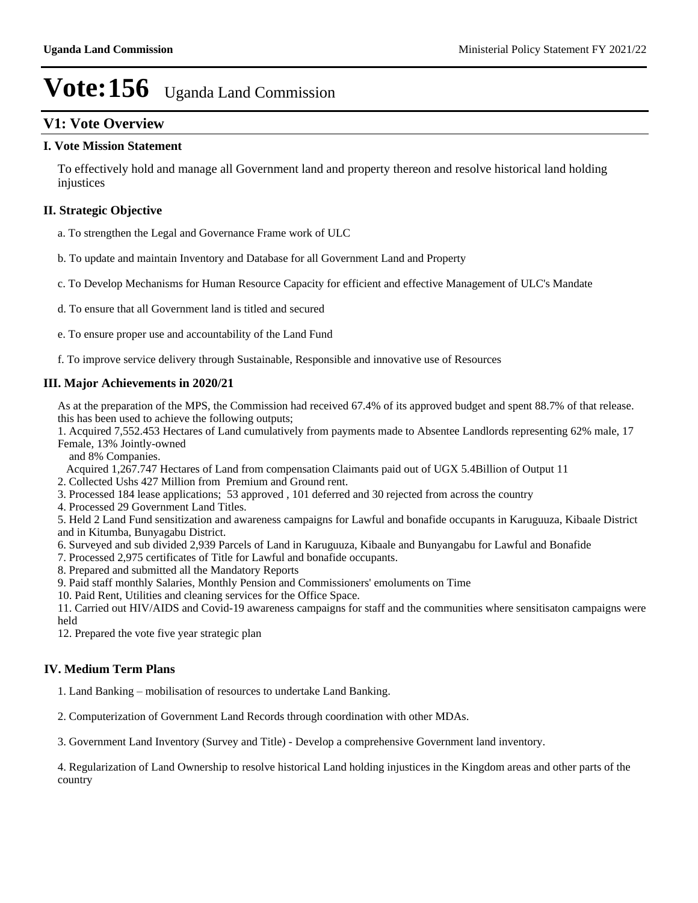# Vote:156 Uganda Land Commission

## V1: Vote Overview

### I. Vote Mission Statement

To effectively hold and manage all Government land and property thereon and resolve historical land holding injustices

### II. Strategic Objective

a. To strengthen the Legal and Governance Frame work of ULC

b. To update and maintain Inventory and Database for all Government Land and Property

c. To Develop Mechanisms for Human Resource Capacity for efficient and effective Management of ULC's Mandate

d. To ensure that all Government land is titled and secured

e. To ensure proper use and accountability of the Land Fund

f. To improve service delivery through Sustainable, Responsible and innovative use of Resources

### III. Major Achievements in 2020/21

As at the preparation of the MPS, the Commission had received 67.4% of its approved budget and spent 88.7% of that release. this has been used to achieve the following outputs;

1. Acquired 7,552.453 Hectares of Land cumulatively from payments made to Absentee Landlords representing 62% male, 17 Female, 13% Jointly-owned and 8% Companies.
   Acquired 1,267.747 Hectares of Land from compensation Claimants paid out of UGX 5.4Billion of Output 11
2. Collected Ushs 427 Million from Premium and Ground rent.
3. Processed 184 lease applications; 53 approved , 101 deferred and 30 rejected from across the country
4. Processed 29 Government Land Titles.
5. Held 2 Land Fund sensitization and awareness campaigns for Lawful and bonafide occupants in Karuguuza, Kibaale District and in Kitumba, Bunyagabu District.
6. Surveyed and sub divided 2,939 Parcels of Land in Karuguuza, Kibaale and Bunyangabu for Lawful and Bonafide
7. Processed 2,975 certificates of Title for Lawful and bonafide occupants.
8. Prepared and submitted all the Mandatory Reports
9. Paid staff monthly Salaries, Monthly Pension and Commissioners' emoluments on Time
10. Paid Rent, Utilities and cleaning services for the Office Space.
11. Carried out HIV/AIDS and Covid-19 awareness campaigns for staff and the communities where sensitisaton campaigns were held
12. Prepared the vote five year strategic plan

### IV. Medium Term Plans

1. Land Banking – mobilisation of resources to undertake Land Banking.

2. Computerization of Government Land Records through coordination with other MDAs.

3. Government Land Inventory (Survey and Title) - Develop a comprehensive Government land inventory.

4. Regularization of Land Ownership to resolve historical Land holding injustices in the Kingdom areas and other parts of the country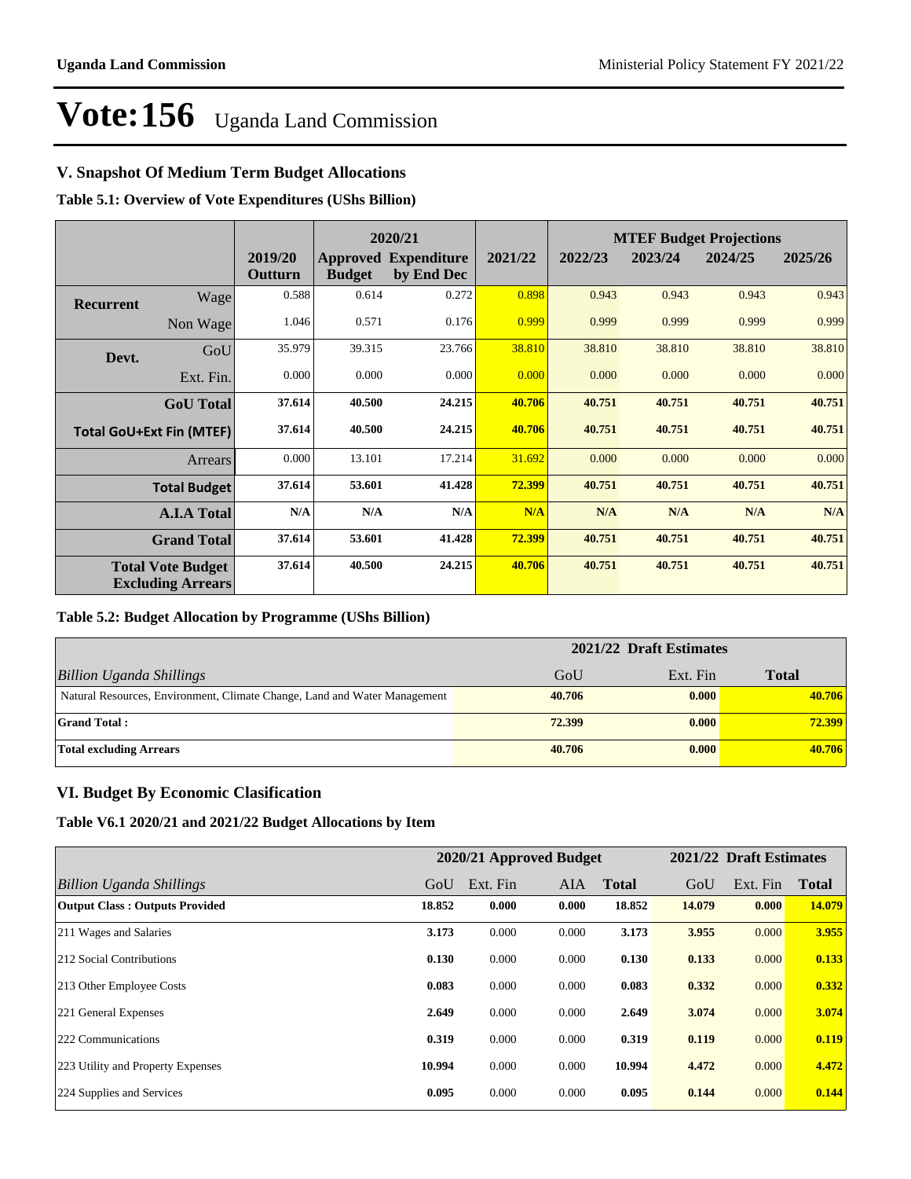# Vote:156 Uganda Land Commission

## V. Snapshot Of Medium Term Budget Allocations

**Table 5.1: Overview of Vote Expenditures (UShs Billion)**

| | | | 2020/21 | | | MTEF Budget Projections | | | |
|---|---|---|---|---|---|---|---|---|---|
| | | 2019/20 Outturn | Approved Budget | Expenditure by End Dec | 2021/22 | 2022/23 | 2023/24 | 2024/25 | 2025/26 |
| Recurrent | Wage | 0.588 | 0.614 | 0.272 | 0.898 | 0.943 | 0.943 | 0.943 | 0.943 |
| | Non Wage | 1.046 | 0.571 | 0.176 | 0.999 | 0.999 | 0.999 | 0.999 | 0.999 |
| Devt. | GoU | 35.979 | 39.315 | 23.766 | 38.810 | 38.810 | 38.810 | 38.810 | 38.810 |
| | Ext. Fin. | 0.000 | 0.000 | 0.000 | 0.000 | 0.000 | 0.000 | 0.000 | 0.000 |
| | **GoU Total** | **37.614** | **40.500** | **24.215** | **40.706** | **40.751** | **40.751** | **40.751** | **40.751** |
| **Total GoU+Ext Fin (MTEF)** | | **37.614** | **40.500** | **24.215** | **40.706** | **40.751** | **40.751** | **40.751** | **40.751** |
| | Arrears | 0.000 | 13.101 | 17.214 | 31.692 | 0.000 | 0.000 | 0.000 | 0.000 |
| | **Total Budget** | **37.614** | **53.601** | **41.428** | **72.399** | **40.751** | **40.751** | **40.751** | **40.751** |
| | **A.I.A Total** | **N/A** | **N/A** | **N/A** | **N/A** | **N/A** | **N/A** | **N/A** | **N/A** |
| | **Grand Total** | **37.614** | **53.601** | **41.428** | **72.399** | **40.751** | **40.751** | **40.751** | **40.751** |
| **Total Vote Budget Excluding Arrears** | | **37.614** | **40.500** | **24.215** | **40.706** | **40.751** | **40.751** | **40.751** | **40.751** |

**Table 5.2: Budget Allocation by Programme (UShs Billion)**

| | 2021/22 Draft Estimates | | |
|---|---|---|---|
| *Billion Uganda Shillings* | GoU | Ext. Fin | Total |
| Natural Resources, Environment, Climate Change, Land and Water Management | 40.706 | 0.000 | 40.706 |
| **Grand Total :** | **72.399** | **0.000** | **72.399** |
| **Total excluding Arrears** | **40.706** | **0.000** | **40.706** |

## VI. Budget By Economic Clasification

**Table V6.1 2020/21 and 2021/22 Budget Allocations by Item**

| | 2020/21 Approved Budget | | | | 2021/22 Draft Estimates | | |
|---|---|---|---|---|---|---|---|
| *Billion Uganda Shillings* | GoU | Ext. Fin | AIA | Total | GoU | Ext. Fin | Total |
| **Output Class : Outputs Provided** | **18.852** | **0.000** | **0.000** | **18.852** | **14.079** | **0.000** | **14.079** |
| 211 Wages and Salaries | **3.173** | 0.000 | 0.000 | **3.173** | **3.955** | 0.000 | **3.955** |
| 212 Social Contributions | **0.130** | 0.000 | 0.000 | **0.130** | **0.133** | 0.000 | **0.133** |
| 213 Other Employee Costs | **0.083** | 0.000 | 0.000 | **0.083** | **0.332** | 0.000 | **0.332** |
| 221 General Expenses | **2.649** | 0.000 | 0.000 | **2.649** | **3.074** | 0.000 | **3.074** |
| 222 Communications | **0.319** | 0.000 | 0.000 | **0.319** | **0.119** | 0.000 | **0.119** |
| 223 Utility and Property Expenses | **10.994** | 0.000 | 0.000 | **10.994** | **4.472** | 0.000 | **4.472** |
| 224 Supplies and Services | **0.095** | 0.000 | 0.000 | **0.095** | **0.144** | 0.000 | **0.144** |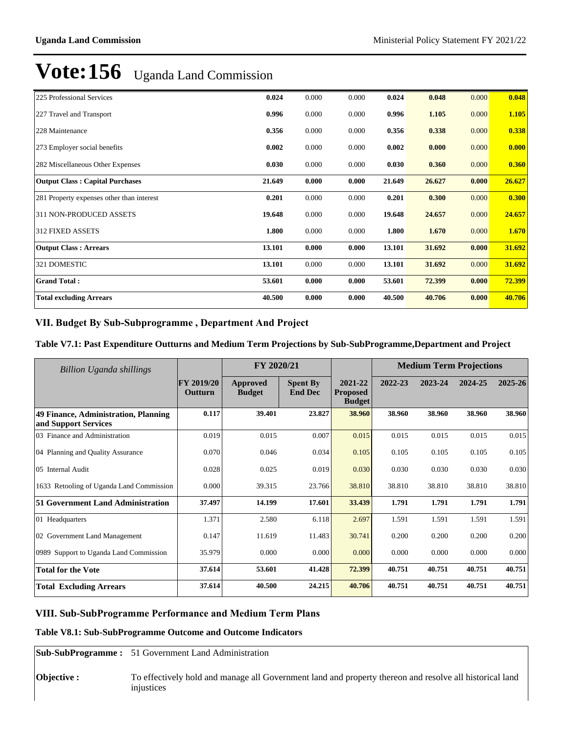# Vote:156 Uganda Land Commission

| | | | | | | | |
|---|---|---|---|---|---|---|---|
| 225 Professional Services | **0.024** | 0.000 | 0.000 | **0.024** | **0.048** | 0.000 | **0.048** |
| 227 Travel and Transport | **0.996** | 0.000 | 0.000 | **0.996** | **1.105** | 0.000 | **1.105** |
| 228 Maintenance | **0.356** | 0.000 | 0.000 | **0.356** | **0.338** | 0.000 | **0.338** |
| 273 Employer social benefits | **0.002** | 0.000 | 0.000 | **0.002** | **0.000** | 0.000 | **0.000** |
| 282 Miscellaneous Other Expenses | **0.030** | 0.000 | 0.000 | **0.030** | **0.360** | 0.000 | **0.360** |
| **Output Class : Capital Purchases** | **21.649** | **0.000** | **0.000** | **21.649** | **26.627** | **0.000** | **26.627** |
| 281 Property expenses other than interest | **0.201** | 0.000 | 0.000 | **0.201** | **0.300** | 0.000 | **0.300** |
| 311 NON-PRODUCED ASSETS | **19.648** | 0.000 | 0.000 | **19.648** | **24.657** | 0.000 | **24.657** |
| 312 FIXED ASSETS | **1.800** | 0.000 | 0.000 | **1.800** | **1.670** | 0.000 | **1.670** |
| **Output Class : Arrears** | **13.101** | **0.000** | **0.000** | **13.101** | **31.692** | **0.000** | **31.692** |
| 321 DOMESTIC | **13.101** | 0.000 | 0.000 | **13.101** | **31.692** | 0.000 | **31.692** |
| **Grand Total :** | **53.601** | **0.000** | **0.000** | **53.601** | **72.399** | **0.000** | **72.399** |
| **Total excluding Arrears** | **40.500** | **0.000** | **0.000** | **40.500** | **40.706** | **0.000** | **40.706** |

## VII. Budget By Sub-Subprogramme , Department And Project

### Table V7.1: Past Expenditure Outturns and Medium Term Projections by Sub-SubProgramme,Department and Project

| *Billion Uganda shillings* | | FY 2020/21 | | | Medium Term Projections | | | |
|---|---|---|---|---|---|---|---|---|
| | **FY 2019/20 Outturn** | **Approved Budget** | **Spent By End Dec** | **2021-22 Proposed Budget** | **2022-23** | **2023-24** | **2024-25** | **2025-26** |
| **49 Finance, Administration, Planning and Support Services** | **0.117** | **39.401** | **23.827** | **38.960** | **38.960** | **38.960** | **38.960** | **38.960** |
| 03 Finance and Administration | 0.019 | 0.015 | 0.007 | 0.015 | 0.015 | 0.015 | 0.015 | 0.015 |
| 04 Planning and Quality Assurance | 0.070 | 0.046 | 0.034 | 0.105 | 0.105 | 0.105 | 0.105 | 0.105 |
| 05 Internal Audit | 0.028 | 0.025 | 0.019 | 0.030 | 0.030 | 0.030 | 0.030 | 0.030 |
| 1633 Retooling of Uganda Land Commission | 0.000 | 39.315 | 23.766 | 38.810 | 38.810 | 38.810 | 38.810 | 38.810 |
| **51 Government Land Administration** | **37.497** | **14.199** | **17.601** | **33.439** | **1.791** | **1.791** | **1.791** | **1.791** |
| 01 Headquarters | 1.371 | 2.580 | 6.118 | 2.697 | 1.591 | 1.591 | 1.591 | 1.591 |
| 02 Government Land Management | 0.147 | 11.619 | 11.483 | 30.741 | 0.200 | 0.200 | 0.200 | 0.200 |
| 0989 Support to Uganda Land Commission | 35.979 | 0.000 | 0.000 | 0.000 | 0.000 | 0.000 | 0.000 | 0.000 |
| **Total for the Vote** | **37.614** | **53.601** | **41.428** | **72.399** | **40.751** | **40.751** | **40.751** | **40.751** |
| **Total Excluding Arrears** | **37.614** | **40.500** | **24.215** | **40.706** | **40.751** | **40.751** | **40.751** | **40.751** |

## VIII. Sub-SubProgramme Performance and Medium Term Plans

### Table V8.1: Sub-SubProgramme Outcome and Outcome Indicators

| | |
|---|---|
| **Sub-SubProgramme :** | 51 Government Land Administration |
| **Objective :** | To effectively hold and manage all Government land and property thereon and resolve all historical land injustices |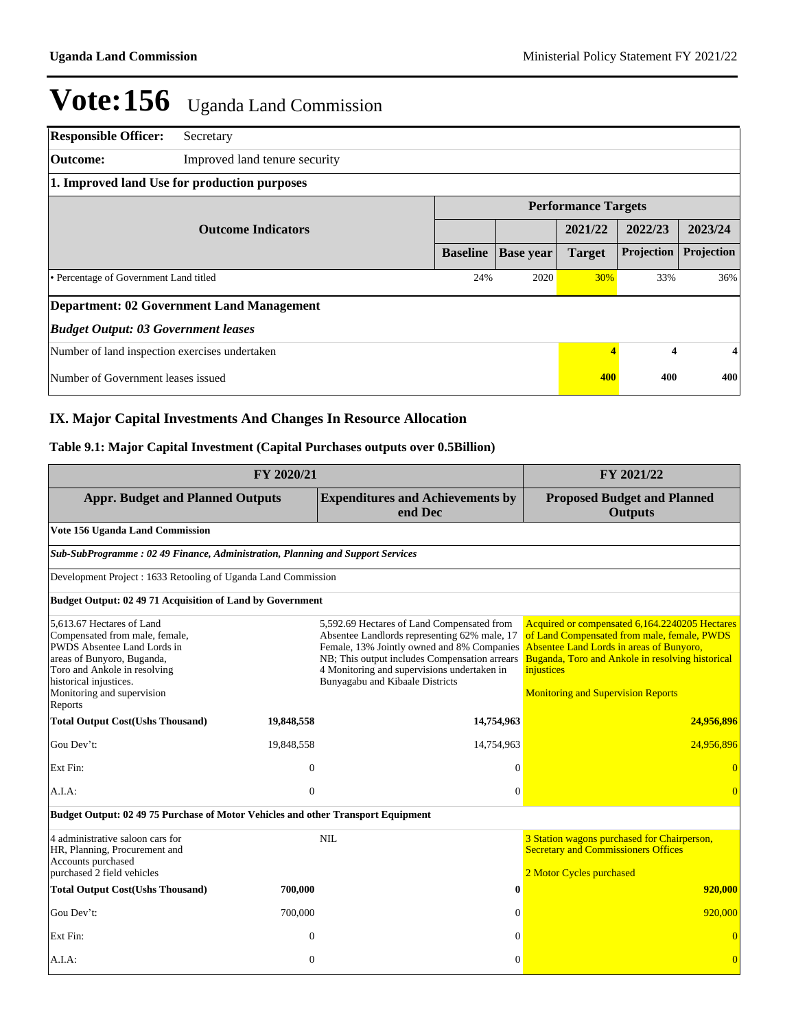# Vote:156 Uganda Land Commission

| | |
|---|---|
| **Responsible Officer:** | Secretary |
| **Outcome:** | Improved land tenure security |

**1. Improved land Use for production purposes**

| Outcome Indicators | Performance Targets | | | | |
|---|---|---|---|---|---|
| | | | 2021/22 | 2022/23 | 2023/24 |
| | **Baseline** | **Base year** | **Target** | **Projection** | **Projection** |
| • Percentage of Government Land titled | 24% | 2020 | 30% | 33% | 36% |

**Department: 02 Government Land Management**

***Budget Output: 03 Government leases***

| | | | |
|---|---|---|---|
| Number of land inspection exercises undertaken | 4 | 4 | 4 |
| Number of Government leases issued | 400 | 400 | 400 |

## IX. Major Capital Investments And Changes In Resource Allocation

### Table 9.1: Major Capital Investment (Capital Purchases outputs over 0.5Billion)

| FY 2020/21 | | | FY 2021/22 |
|---|---|---|---|
| **Appr. Budget and Planned Outputs** | | **Expenditures and Achievements by end Dec** | **Proposed Budget and Planned Outputs** |
| **Vote 156 Uganda Land Commission** | | | |
| ***Sub-SubProgramme : 02 49 Finance, Administration, Planning and Support Services*** | | | |
| Development Project : 1633 Retooling of Uganda Land Commission | | | |
| **Budget Output: 02 49 71 Acquisition of Land by Government** | | | |
| 5,613.67 Hectares of Land Compensated from male, female, PWDS Absentee Land Lords in areas of Bunyoro, Buganda, Toro and Ankole in resolving historical injustices. Monitoring and supervision Reports | | 5,592.69 Hectares of Land Compensated from Absentee Landlords representing 62% male, 17 Female, 13% Jointly owned and 8% Companies NB; This output includes Compensation arrears 4 Monitoring and supervisions undertaken in Bunyagabu and Kibaale Districts | Acquired or compensated 6,164.2240205 Hectares of Land Compensated from male, female, PWDS Absentee Land Lords in areas of Bunyoro, Buganda, Toro and Ankole in resolving historical injustices<br><br>Monitoring and Supervision Reports |
| **Total Output Cost(Ushs Thousand)** | **19,848,558** | **14,754,963** | **24,956,896** |
| Gou Dev't: | 19,848,558 | 14,754,963 | 24,956,896 |
| Ext Fin: | 0 | 0 | 0 |
| A.I.A: | 0 | 0 | 0 |
| **Budget Output: 02 49 75 Purchase of Motor Vehicles and other Transport Equipment** | | | |
| 4 administrative saloon cars for HR, Planning, Procurement and Accounts purchased purchased 2 field vehicles | | NIL | 3 Station wagons purchased for Chairperson, Secretary and Commissioners Offices<br><br>2 Motor Cycles purchased |
| **Total Output Cost(Ushs Thousand)** | **700,000** | **0** | **920,000** |
| Gou Dev't: | 700,000 | 0 | 920,000 |
| Ext Fin: | 0 | 0 | 0 |
| A.I.A: | 0 | 0 | 0 |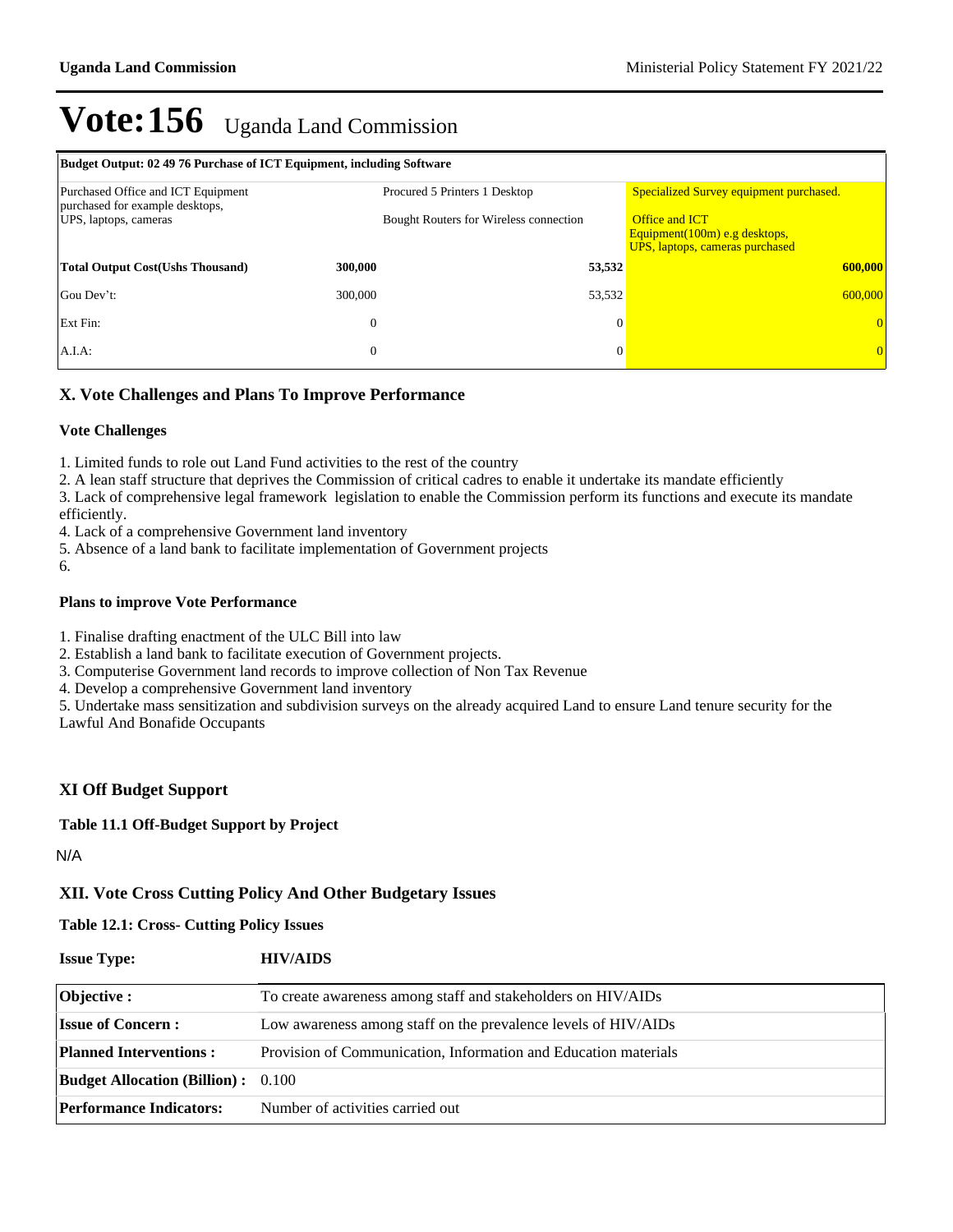# Vote:156 Uganda Land Commission

| Budget Output: 02 49 76 Purchase of ICT Equipment, including Software | | | |
|---|---|---|---|
| Purchased Office and ICT Equipment purchased for example desktops, UPS, laptops, cameras | | Procured 5 Printers 1 Desktop<br><br>Bought Routers for Wireless connection | Specialized Survey equipment purchased.<br><br>Office and ICT Equipment(100m) e.g desktops, UPS, laptops, cameras purchased |
| **Total Output Cost(Ushs Thousand)** | **300,000** | **53,532** | **600,000** |
| Gou Dev't: | 300,000 | 53,532 | 600,000 |
| Ext Fin: | 0 | 0 | 0 |
| A.I.A: | 0 | 0 | 0 |

## X. Vote Challenges and Plans To Improve Performance

### Vote Challenges

1. Limited funds to role out Land Fund activities to the rest of the country
2. A lean staff structure that deprives the Commission of critical cadres to enable it undertake its mandate efficiently
3. Lack of comprehensive legal framework legislation to enable the Commission perform its functions and execute its mandate efficiently.
4. Lack of a comprehensive Government land inventory
5. Absence of a land bank to facilitate implementation of Government projects
6.

### Plans to improve Vote Performance

1. Finalise drafting enactment of the ULC Bill into law
2. Establish a land bank to facilitate execution of Government projects.
3. Computerise Government land records to improve collection of Non Tax Revenue
4. Develop a comprehensive Government land inventory
5. Undertake mass sensitization and subdivision surveys on the already acquired Land to ensure Land tenure security for the Lawful And Bonafide Occupants

## XI Off Budget Support

### Table 11.1 Off-Budget Support by Project

N/A

## XII. Vote Cross Cutting Policy And Other Budgetary Issues

### Table 12.1: Cross- Cutting Policy Issues

**Issue Type:** **HIV/AIDS**

| | |
|---|---|
| **Objective :** | To create awareness among staff and stakeholders on HIV/AIDs |
| **Issue of Concern :** | Low awareness among staff on the prevalence levels of HIV/AIDs |
| **Planned Interventions :** | Provision of Communication, Information and Education materials |
| **Budget Allocation (Billion) :** | 0.100 |
| **Performance Indicators:** | Number of activities carried out |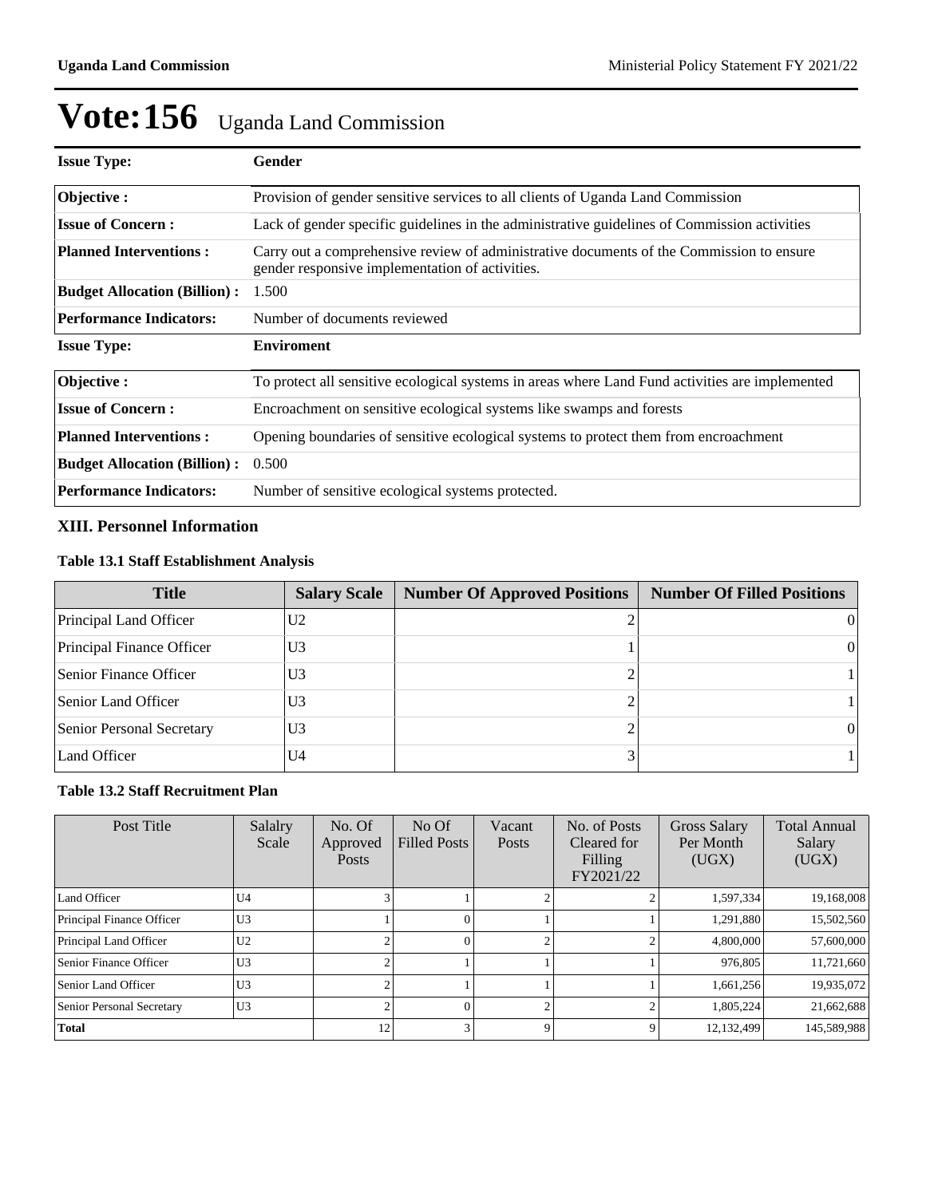# Vote:156 Uganda Land Commission

| Issue Type: | Gender |
|---|---|
| Objective : | Provision of gender sensitive services to all clients of Uganda Land Commission |
| Issue of Concern : | Lack of gender specific guidelines in the administrative guidelines of Commission activities |
| Planned Interventions : | Carry out a comprehensive review of administrative documents of the Commission to ensure gender responsive implementation of activities. |
| Budget Allocation (Billion) : | 1.500 |
| Performance Indicators: | Number of documents reviewed |

| Issue Type: | Enviroment |
|---|---|
| Objective : | To protect all sensitive ecological systems in areas where Land Fund activities are implemented |
| Issue of Concern : | Encroachment on sensitive ecological systems like swamps and forests |
| Planned Interventions : | Opening boundaries of sensitive ecological systems to protect them from encroachment |
| Budget Allocation (Billion) : | 0.500 |
| Performance Indicators: | Number of sensitive ecological systems protected. |

## XIII. Personnel Information

### Table 13.1 Staff Establishment Analysis

| Title | Salary Scale | Number Of Approved Positions | Number Of Filled Positions |
|---|---|---|---|
| Principal Land Officer | U2 | 2 | 0 |
| Principal Finance Officer | U3 | 1 | 0 |
| Senior Finance Officer | U3 | 2 | 1 |
| Senior Land Officer | U3 | 2 | 1 |
| Senior Personal Secretary | U3 | 2 | 0 |
| Land Officer | U4 | 3 | 1 |

### Table 13.2 Staff Recruitment Plan

| Post Title | Salalry Scale | No. Of Approved Posts | No Of Filled Posts | Vacant Posts | No. of Posts Cleared for Filling FY2021/22 | Gross Salary Per Month (UGX) | Total Annual Salary (UGX) |
|---|---|---|---|---|---|---|---|
| Land Officer | U4 | 3 | 1 | 2 | 2 | 1,597,334 | 19,168,008 |
| Principal Finance Officer | U3 | 1 | 0 | 1 | 1 | 1,291,880 | 15,502,560 |
| Principal Land Officer | U2 | 2 | 0 | 2 | 2 | 4,800,000 | 57,600,000 |
| Senior Finance Officer | U3 | 2 | 1 | 1 | 1 | 976,805 | 11,721,660 |
| Senior Land Officer | U3 | 2 | 1 | 1 | 1 | 1,661,256 | 19,935,072 |
| Senior Personal Secretary | U3 | 2 | 0 | 2 | 2 | 1,805,224 | 21,662,688 |
| **Total** | | 12 | 3 | 9 | 9 | 12,132,499 | 145,589,988 |